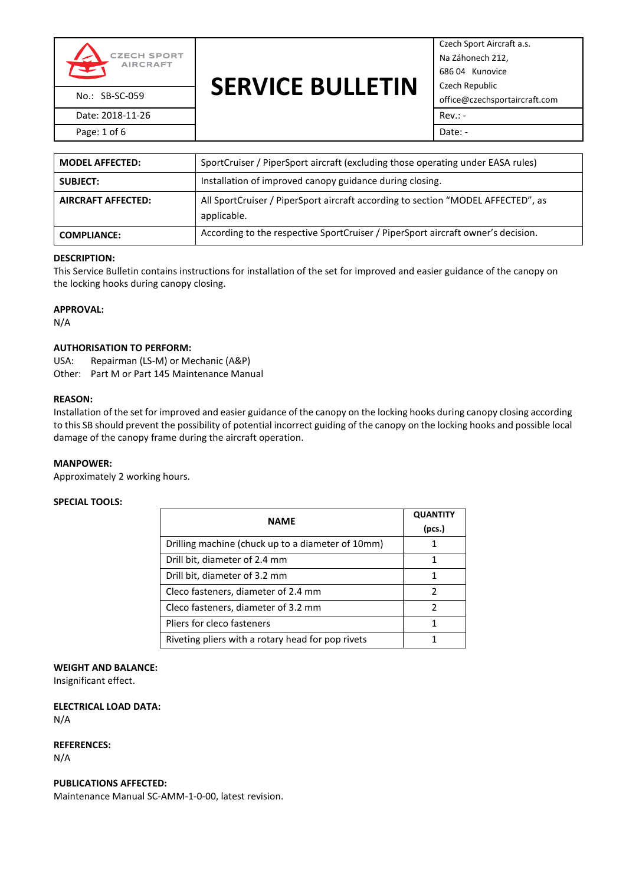| CZECH SPORT AIRCRAFT | **SERVICE BULLETIN** | Czech Sport Aircraft a.s. Na Záhonech 212, 686 04 Kunovice Czech Republic office@czechsportaircraft.com |
|---|---|---|
| No.: SB-SC-059 | | |
| Date: 2018-11-26 | | Rev.: - |
| | | Date: - |

| | |
|---|---|
| **MODEL AFFECTED:** | SportCruiser / PiperSport aircraft (excluding those operating under EASA rules) |
| **SUBJECT:** | Installation of improved canopy guidance during closing. |
| **AIRCRAFT AFFECTED:** | All SportCruiser / PiperSport aircraft according to section “MODEL AFFECTED”, as applicable. |
| **COMPLIANCE:** | According to the respective SportCruiser / PiperSport aircraft owner’s decision. |

**DESCRIPTION:**
This Service Bulletin contains instructions for installation of the set for improved and easier guidance of the canopy on the locking hooks during canopy closing.

**APPROVAL:**
N/A

**AUTHORISATION TO PERFORM:**
USA: Repairman (LS-M) or Mechanic (A&P)
Other: Part M or Part 145 Maintenance Manual

**REASON:**
Installation of the set for improved and easier guidance of the canopy on the locking hooks during canopy closing according to this SB should prevent the possibility of potential incorrect guiding of the canopy on the locking hooks and possible local damage of the canopy frame during the aircraft operation.

**MANPOWER:**
Approximately 2 working hours.

**SPECIAL TOOLS:**

| NAME | QUANTITY (pcs.) |
|---|---|
| Drilling machine (chuck up to a diameter of 10mm) | 1 |
| Drill bit, diameter of 2.4 mm | 1 |
| Drill bit, diameter of 3.2 mm | 1 |
| Cleco fasteners, diameter of 2.4 mm | 2 |
| Cleco fasteners, diameter of 3.2 mm | 2 |
| Pliers for cleco fasteners | 1 |
| Riveting pliers with a rotary head for pop rivets | 1 |

**WEIGHT AND BALANCE:**
Insignificant effect.

**ELECTRICAL LOAD DATA:**
N/A

**REFERENCES:**
N/A

**PUBLICATIONS AFFECTED:**
Maintenance Manual SC-AMM-1-0-00, latest revision.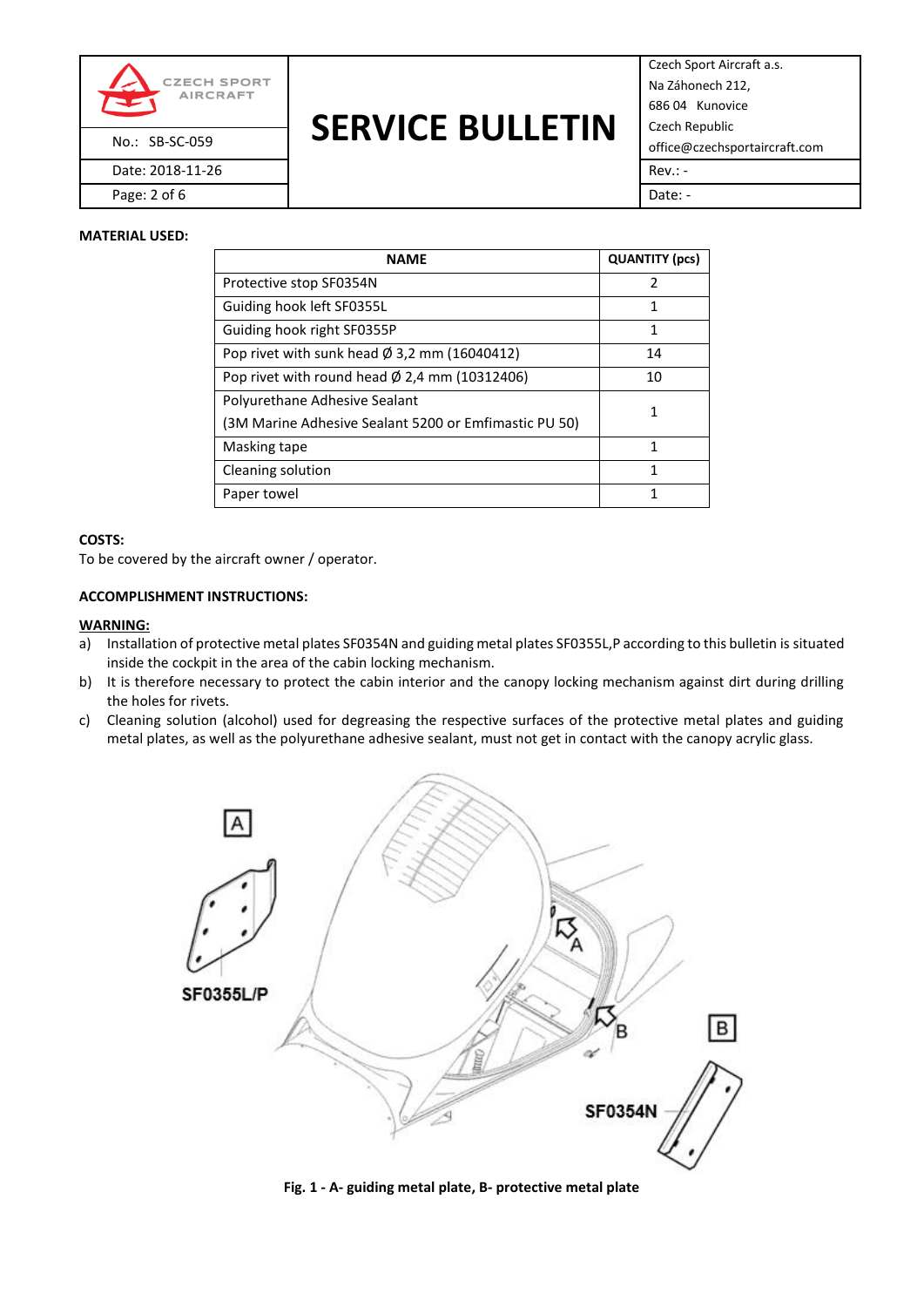**MATERIAL USED:**

| NAME | QUANTITY (pcs) |
| --- | --- |
| Protective stop SF0354N | 2 |
| Guiding hook left SF0355L | 1 |
| Guiding hook right SF0355P | 1 |
| Pop rivet with sunk head Ø 3,2 mm (16040412) | 14 |
| Pop rivet with round head Ø 2,4 mm (10312406) | 10 |
| Polyurethane Adhesive Sealant (3M Marine Adhesive Sealant 5200 or Emfimastic PU 50) | 1 |
| Masking tape | 1 |
| Cleaning solution | 1 |
| Paper towel | 1 |

**COSTS:**

To be covered by the aircraft owner / operator.

**ACCOMPLISHMENT INSTRUCTIONS:**

**WARNING:**

a) Installation of protective metal plates SF0354N and guiding metal plates SF0355L,P according to this bulletin is situated inside the cockpit in the area of the cabin locking mechanism.

b) It is therefore necessary to protect the cabin interior and the canopy locking mechanism against dirt during drilling the holes for rivets.

c) Cleaning solution (alcohol) used for degreasing the respective surfaces of the protective metal plates and guiding metal plates, as well as the polyurethane adhesive sealant, must not get in contact with the canopy acrylic glass.

**Fig. 1 - A- guiding metal plate, B- protective metal plate**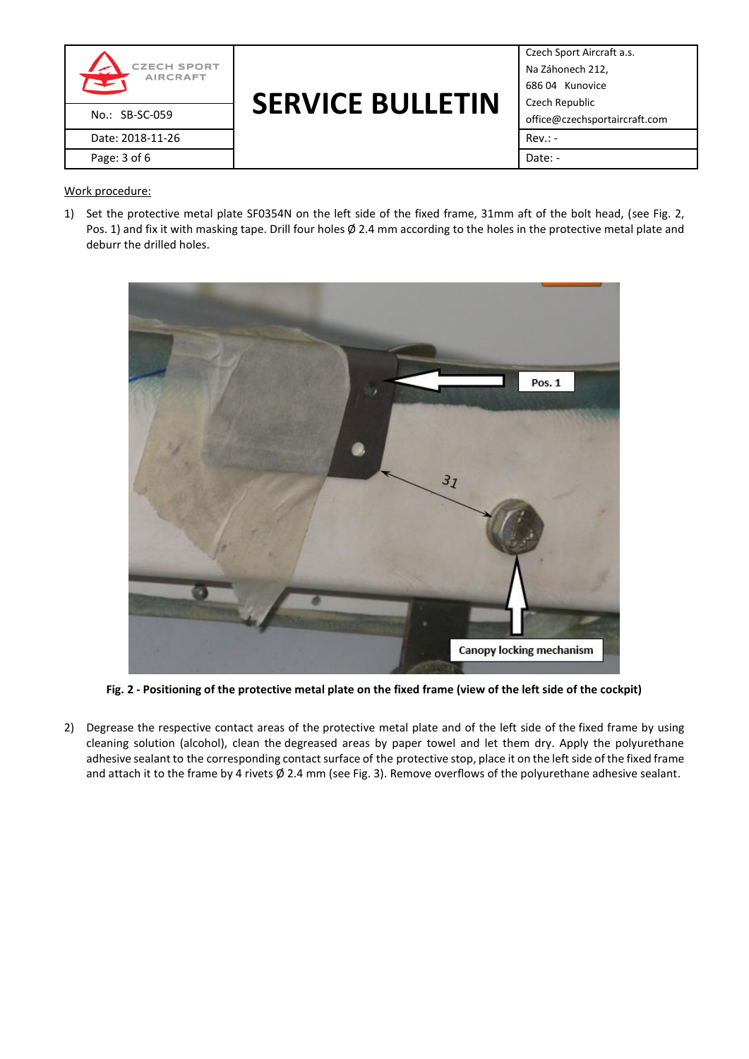Work procedure:

1) Set the protective metal plate SF0354N on the left side of the fixed frame, 31mm aft of the bolt head, (see Fig. 2, Pos. 1) and fix it with masking tape. Drill four holes Ø 2.4 mm according to the holes in the protective metal plate and deburr the drilled holes.

**Fig. 2 - Positioning of the protective metal plate on the fixed frame (view of the left side of the cockpit)**

2) Degrease the respective contact areas of the protective metal plate and of the left side of the fixed frame by using cleaning solution (alcohol), clean the degreased areas by paper towel and let them dry. Apply the polyurethane adhesive sealant to the corresponding contact surface of the protective stop, place it on the left side of the fixed frame and attach it to the frame by 4 rivets Ø 2.4 mm (see Fig. 3). Remove overflows of the polyurethane adhesive sealant.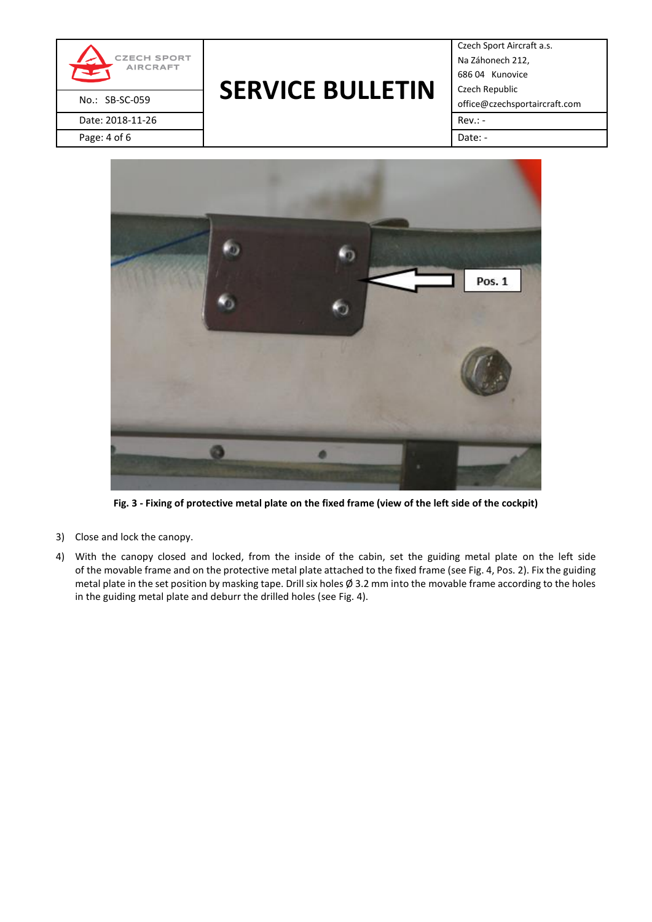Fig. 3 - Fixing of protective metal plate on the fixed frame (view of the left side of the cockpit)

3) Close and lock the canopy.

4) With the canopy closed and locked, from the inside of the cabin, set the guiding metal plate on the left side of the movable frame and on the protective metal plate attached to the fixed frame (see Fig. 4, Pos. 2). Fix the guiding metal plate in the set position by masking tape. Drill six holes Ø 3.2 mm into the movable frame according to the holes in the guiding metal plate and deburr the drilled holes (see Fig. 4).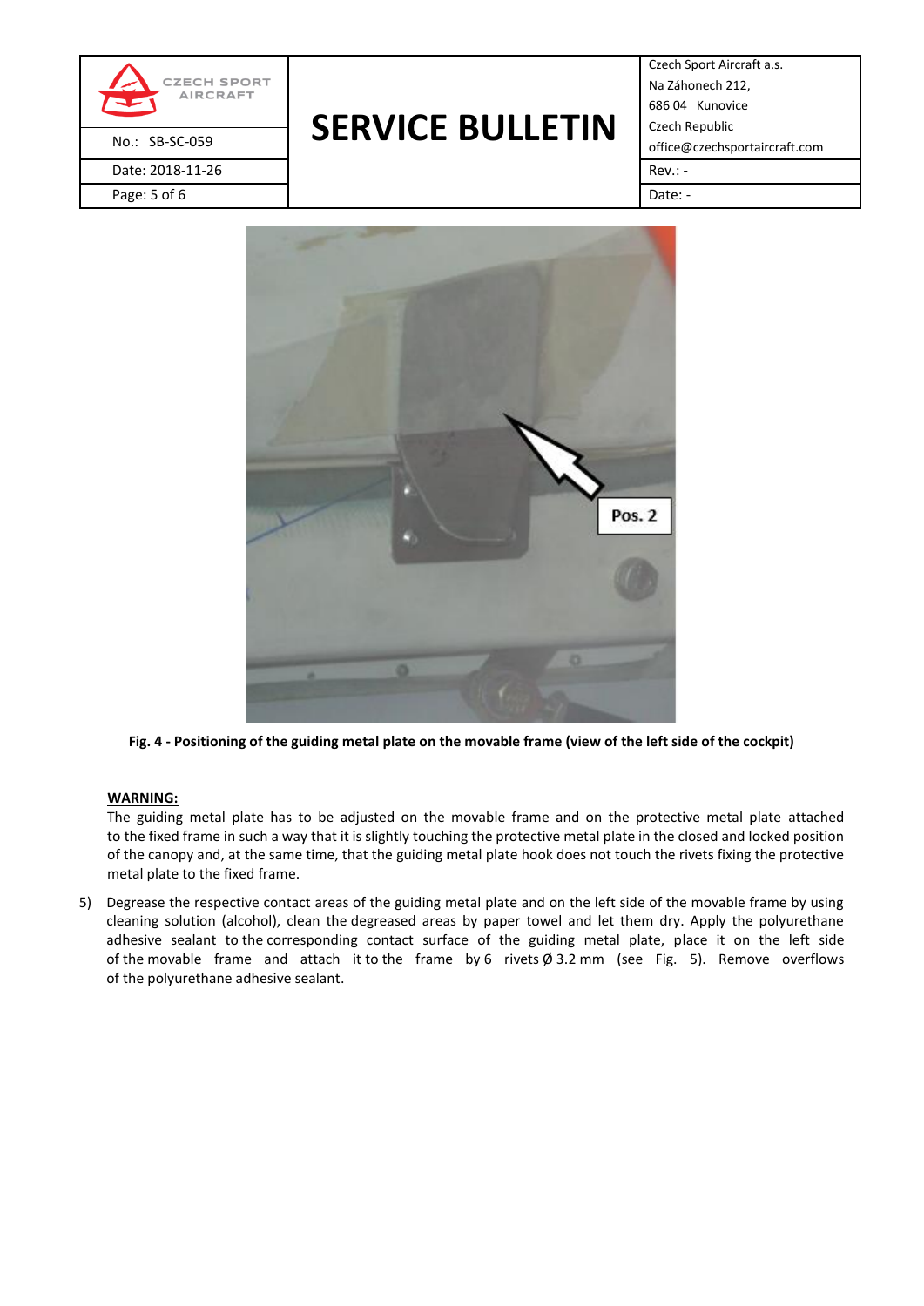Fig. 4 - Positioning of the guiding metal plate on the movable frame (view of the left side of the cockpit)

**WARNING:**

The guiding metal plate has to be adjusted on the movable frame and on the protective metal plate attached to the fixed frame in such a way that it is slightly touching the protective metal plate in the closed and locked position of the canopy and, at the same time, that the guiding metal plate hook does not touch the rivets fixing the protective metal plate to the fixed frame.

5) Degrease the respective contact areas of the guiding metal plate and on the left side of the movable frame by using cleaning solution (alcohol), clean the degreased areas by paper towel and let them dry. Apply the polyurethane adhesive sealant to the corresponding contact surface of the guiding metal plate, place it on the left side of the movable frame and attach it to the frame by 6 rivets Ø 3.2 mm (see Fig. 5). Remove overflows of the polyurethane adhesive sealant.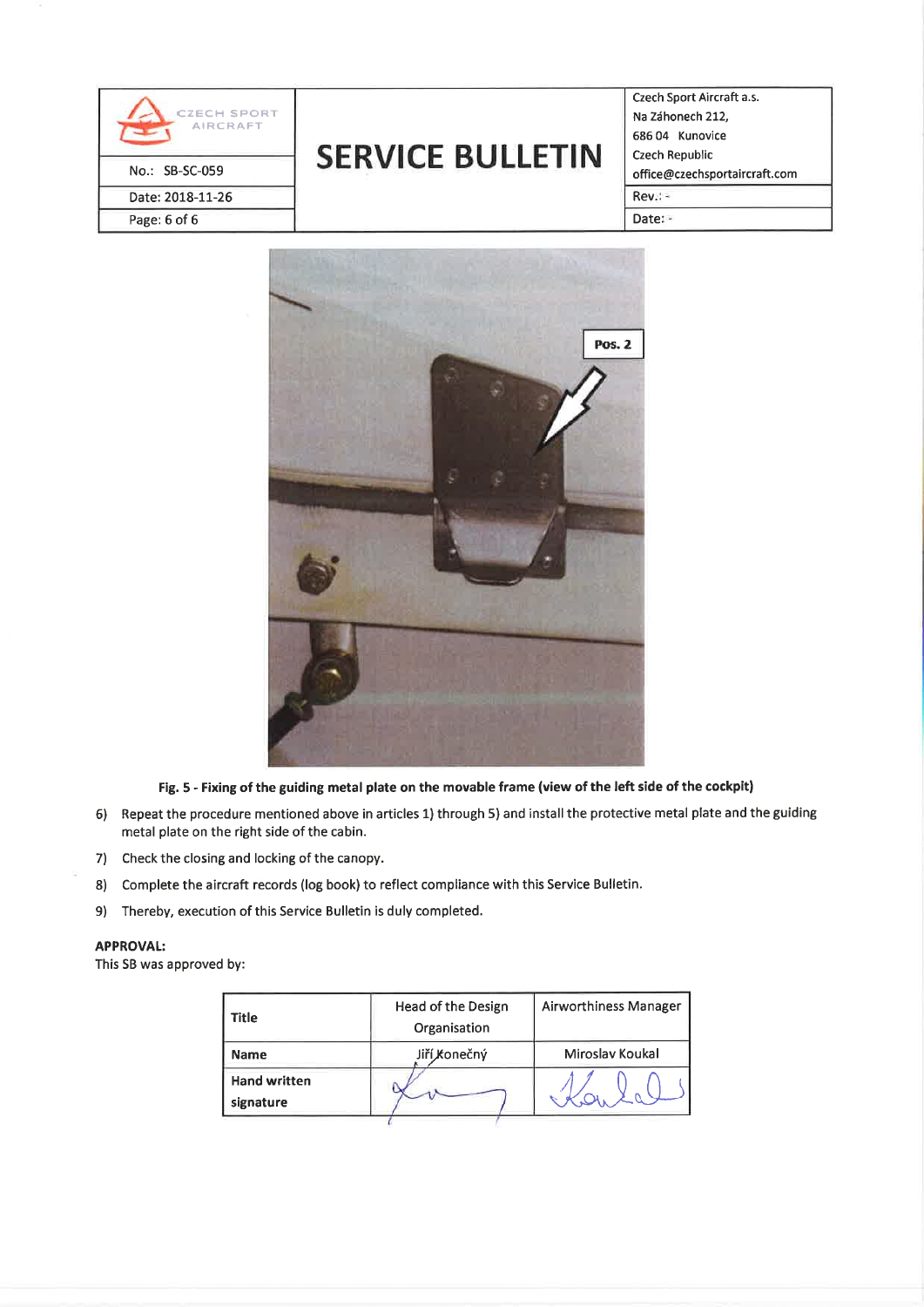Fig. 5 - Fixing of the guiding metal plate on the movable frame (view of the left side of the cockpit)

6) Repeat the procedure mentioned above in articles 1) through 5) and install the protective metal plate and the guiding metal plate on the right side of the cabin.
7) Check the closing and locking of the canopy.
8) Complete the aircraft records (log book) to reflect compliance with this Service Bulletin.
9) Thereby, execution of this Service Bulletin is duly completed.

**APPROVAL:**
This SB was approved by:

| | | |
|---|---|---|
| **Title** | Head of the Design Organisation | Airworthiness Manager |
| **Name** | Jiří Konečný | Miroslav Koukal |
| **Hand written signature** | | |